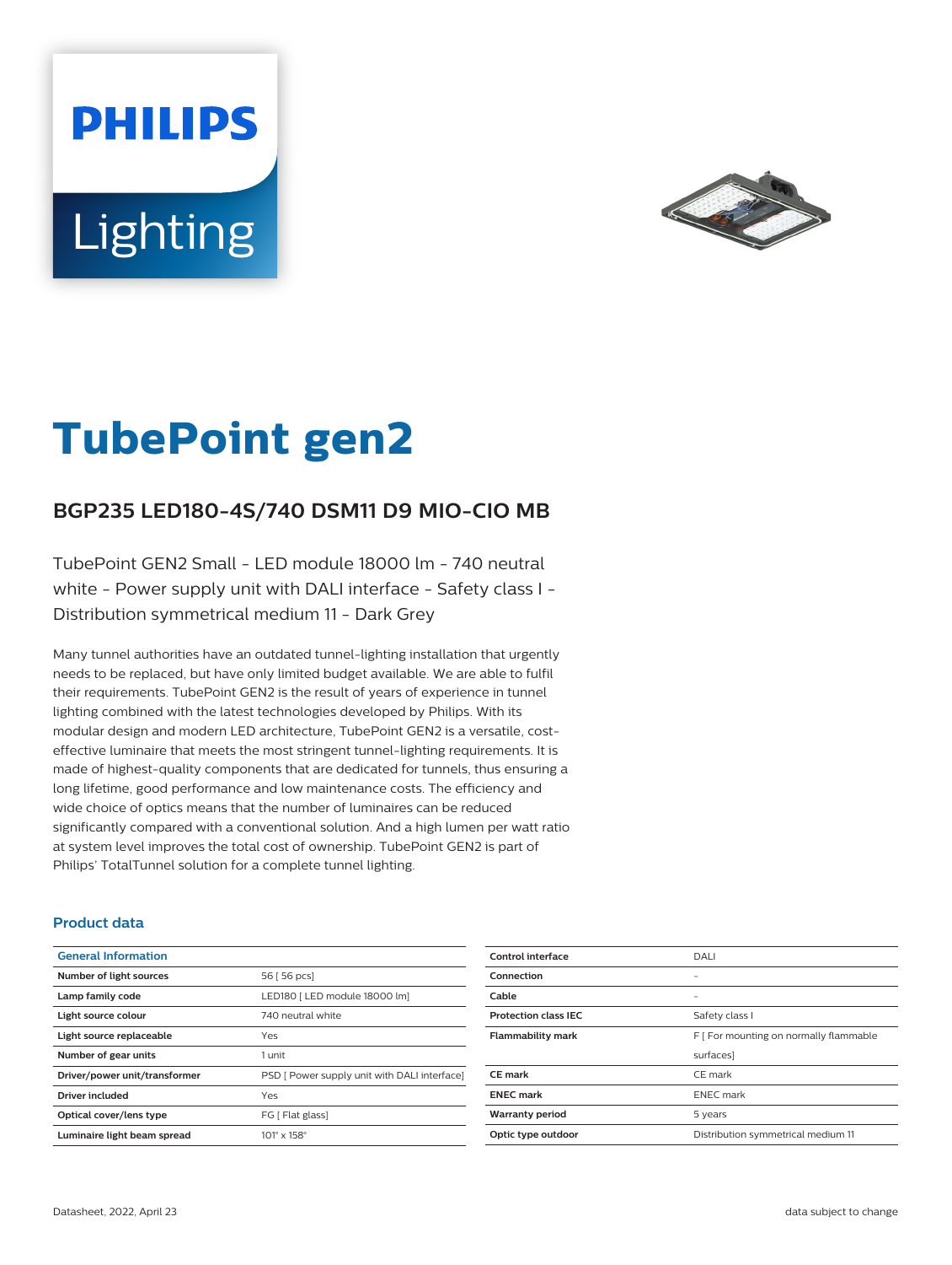PHILIPS

Lighting

# TubePoint gen2

## BGP235 LED180-4S/740 DSM11 D9 MIO-CIO MB

TubePoint GEN2 Small - LED module 18000 lm - 740 neutral white - Power supply unit with DALI interface - Safety class I - Distribution symmetrical medium 11 - Dark Grey

Many tunnel authorities have an outdated tunnel-lighting installation that urgently needs to be replaced, but have only limited budget available. We are able to fulfil their requirements. TubePoint GEN2 is the result of years of experience in tunnel lighting combined with the latest technologies developed by Philips. With its modular design and modern LED architecture, TubePoint GEN2 is a versatile, cost-effective luminaire that meets the most stringent tunnel-lighting requirements. It is made of highest-quality components that are dedicated for tunnels, thus ensuring a long lifetime, good performance and low maintenance costs. The efficiency and wide choice of optics means that the number of luminaires can be reduced significantly compared with a conventional solution. And a high lumen per watt ratio at system level improves the total cost of ownership. TubePoint GEN2 is part of Philips' TotalTunnel solution for a complete tunnel lighting.

### Product data

| General Information | |
|---|---|
| Number of light sources | 56 [ 56 pcs] |
| Lamp family code | LED180 [ LED module 18000 lm] |
| Light source colour | 740 neutral white |
| Light source replaceable | Yes |
| Number of gear units | 1 unit |
| Driver/power unit/transformer | PSD [ Power supply unit with DALI interface] |
| Driver included | Yes |
| Optical cover/lens type | FG [ Flat glass] |
| Luminaire light beam spread | 101° x 158° |

| | |
|---|---|
| Control interface | DALI |
| Connection | - |
| Cable | - |
| Protection class IEC | Safety class I |
| Flammability mark | F [ For mounting on normally flammable surfaces] |
| CE mark | CE mark |
| ENEC mark | ENEC mark |
| Warranty period | 5 years |
| Optic type outdoor | Distribution symmetrical medium 11 |

Datasheet, 2022, April 23

data subject to change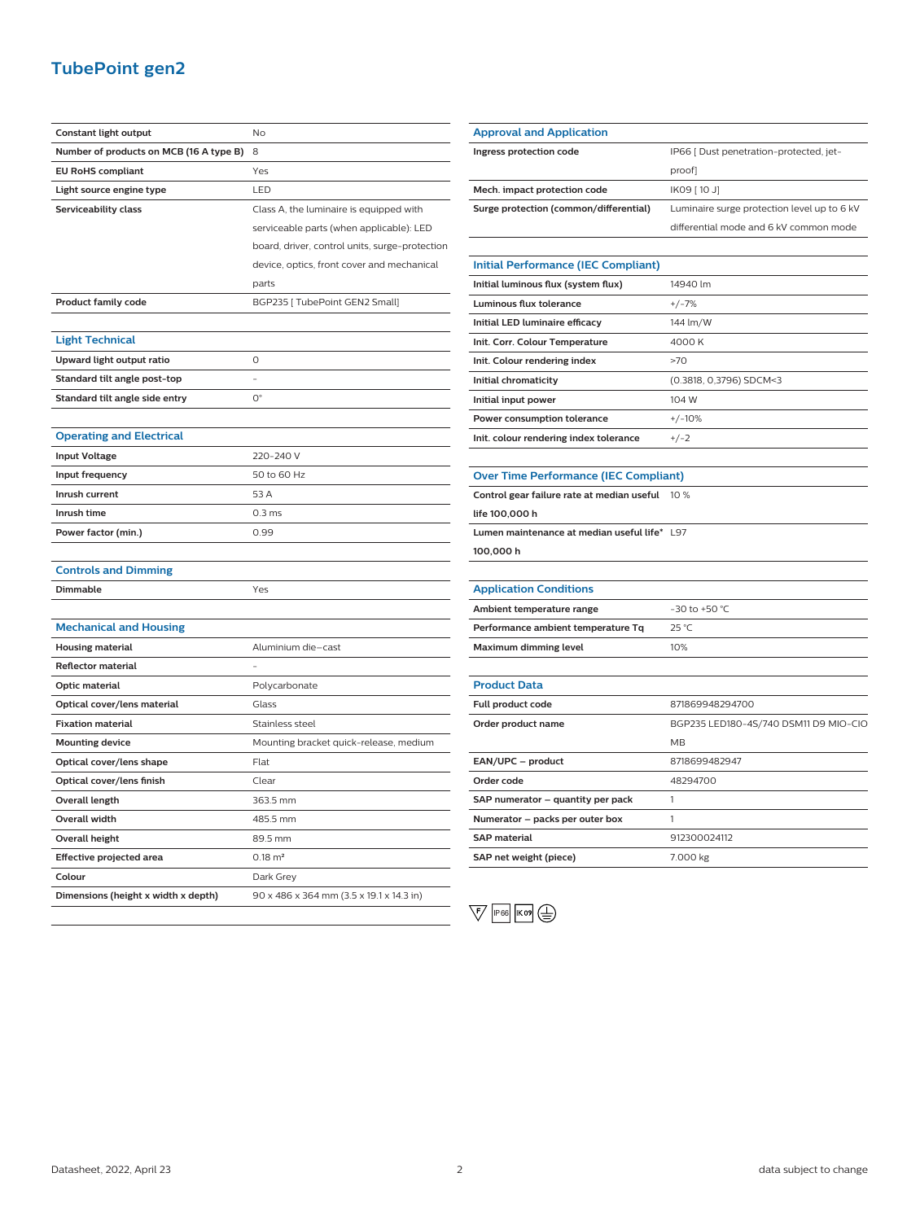# TubePoint gen2

| | |
|---|---|
| Constant light output | No |
| Number of products on MCB (16 A type B) | 8 |
| EU RoHS compliant | Yes |
| Light source engine type | LED |
| Serviceability class | Class A, the luminaire is equipped with serviceable parts (when applicable): LED board, driver, control units, surge-protection device, optics, front cover and mechanical parts |
| Product family code | BGP235 [ TubePoint GEN2 Small] |

## Light Technical

| | |
|---|---|
| Upward light output ratio | 0 |
| Standard tilt angle post-top | - |
| Standard tilt angle side entry | 0° |

## Operating and Electrical

| | |
|---|---|
| Input Voltage | 220-240 V |
| Input frequency | 50 to 60 Hz |
| Inrush current | 53 A |
| Inrush time | 0.3 ms |
| Power factor (min.) | 0.99 |

## Controls and Dimming

| | |
|---|---|
| Dimmable | Yes |

## Mechanical and Housing

| | |
|---|---|
| Housing material | Aluminium die-cast |
| Reflector material | - |
| Optic material | Polycarbonate |
| Optical cover/lens material | Glass |
| Fixation material | Stainless steel |
| Mounting device | Mounting bracket quick-release, medium |
| Optical cover/lens shape | Flat |
| Optical cover/lens finish | Clear |
| Overall length | 363.5 mm |
| Overall width | 485.5 mm |
| Overall height | 89.5 mm |
| Effective projected area | 0.18 m² |
| Colour | Dark Grey |
| Dimensions (height x width x depth) | 90 x 486 x 364 mm (3.5 x 19.1 x 14.3 in) |

## Approval and Application

| | |
|---|---|
| Ingress protection code | IP66 [ Dust penetration-protected, jet-proof] |
| Mech. impact protection code | IK09 [ 10 J] |
| Surge protection (common/differential) | Luminaire surge protection level up to 6 kV differential mode and 6 kV common mode |

## Initial Performance (IEC Compliant)

| | |
|---|---|
| Initial luminous flux (system flux) | 14940 lm |
| Luminous flux tolerance | +/-7% |
| Initial LED luminaire efficacy | 144 lm/W |
| Init. Corr. Colour Temperature | 4000 K |
| Init. Colour rendering index | >70 |
| Initial chromaticity | (0.3818, 0.3796) SDCM<3 |
| Initial input power | 104 W |
| Power consumption tolerance | +/-10% |
| Init. colour rendering index tolerance | +/-2 |

## Over Time Performance (IEC Compliant)

| | |
|---|---|
| Control gear failure rate at median useful life 100,000 h | 10 % |
| Lumen maintenance at median useful life* 100,000 h | L97 |

## Application Conditions

| | |
|---|---|
| Ambient temperature range | -30 to +50 °C |
| Performance ambient temperature Tq | 25 °C |
| Maximum dimming level | 10% |

## Product Data

| | |
|---|---|
| Full product code | 871869948294700 |
| Order product name | BGP235 LED180-4S/740 DSM11 D9 MIO-CIO MB |
| EAN/UPC – product | 8718699482947 |
| Order code | 48294700 |
| SAP numerator – quantity per pack | 1 |
| Numerator – packs per outer box | 1 |
| SAP material | 912300024112 |
| SAP net weight (piece) | 7.000 kg |

F IP66 IK09

Datasheet, 2022, April 23

data subject to change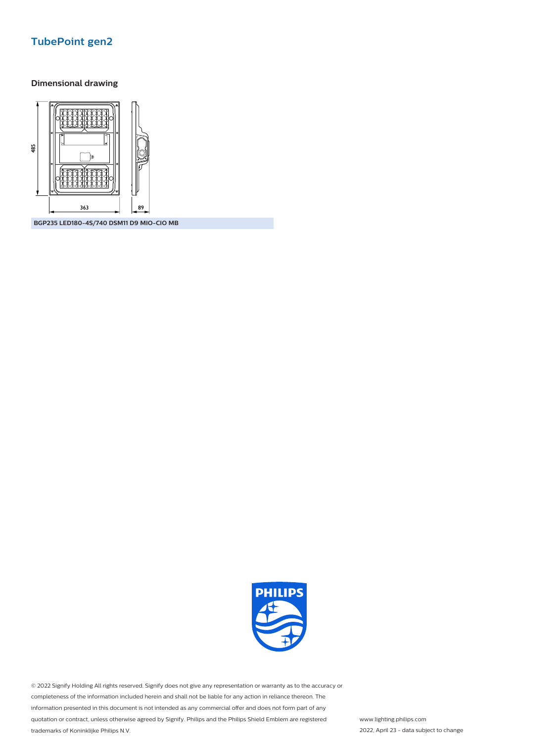# TubePoint gen2

## Dimensional drawing

485

363

89

BGP235 LED180-4S/740 DSM11 D9 MIO-CIO MB

© 2022 Signify Holding All rights reserved. Signify does not give any representation or warranty as to the accuracy or completeness of the information included herein and shall not be liable for any action in reliance thereon. The information presented in this document is not intended as any commercial offer and does not form part of any quotation or contract, unless otherwise agreed by Signify. Philips and the Philips Shield Emblem are registered trademarks of Koninklijke Philips N.V.

www.lighting.philips.com

2022, April 23 - data subject to change